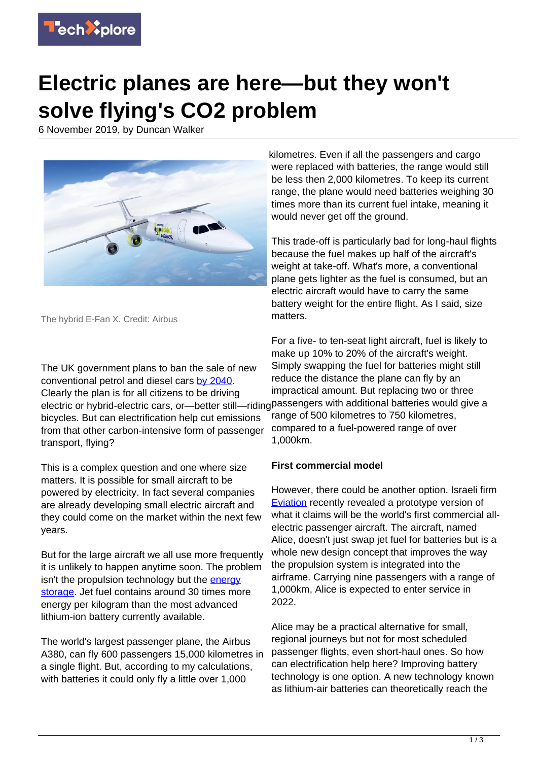# Electric planes are here—but they won't solve flying's CO2 problem

6 November 2019, by Duncan Walker

The hybrid E-Fan X. Credit: Airbus

The UK government plans to ban the sale of new conventional petrol and diesel cars by 2040. Clearly the plan is for all citizens to be driving electric or hybrid-electric cars, or—better still—riding bicycles. But can electrification help cut emissions from that other carbon-intensive form of passenger transport, flying?

This is a complex question and one where size matters. It is possible for small aircraft to be powered by electricity. In fact several companies are already developing small electric aircraft and they could come on the market within the next few years.

But for the large aircraft we all use more frequently it is unlikely to happen anytime soon. The problem isn't the propulsion technology but the energy storage. Jet fuel contains around 30 times more energy per kilogram than the most advanced lithium-ion battery currently available.

The world's largest passenger plane, the Airbus A380, can fly 600 passengers 15,000 kilometres in a single flight. But, according to my calculations, with batteries it could only fly a little over 1,000 kilometres. Even if all the passengers and cargo were replaced with batteries, the range would still be less then 2,000 kilometres. To keep its current range, the plane would need batteries weighing 30 times more than its current fuel intake, meaning it would never get off the ground.

This trade-off is particularly bad for long-haul flights because the fuel makes up half of the aircraft's weight at take-off. What's more, a conventional plane gets lighter as the fuel is consumed, but an electric aircraft would have to carry the same battery weight for the entire flight. As I said, size matters.

For a five- to ten-seat light aircraft, fuel is likely to make up 10% to 20% of the aircraft's weight. Simply swapping the fuel for batteries might still reduce the distance the plane can fly by an impractical amount. But replacing two or three passengers with additional batteries would give a range of 500 kilometres to 750 kilometres, compared to a fuel-powered range of over 1,000km.

### First commercial model

However, there could be another option. Israeli firm Eviation recently revealed a prototype version of what it claims will be the world's first commercial all-electric passenger aircraft. The aircraft, named Alice, doesn't just swap jet fuel for batteries but is a whole new design concept that improves the way the propulsion system is integrated into the airframe. Carrying nine passengers with a range of 1,000km, Alice is expected to enter service in 2022.

Alice may be a practical alternative for small, regional journeys but not for most scheduled passenger flights, even short-haul ones. So how can electrification help here? Improving battery technology is one option. A new technology known as lithium-air batteries can theoretically reach the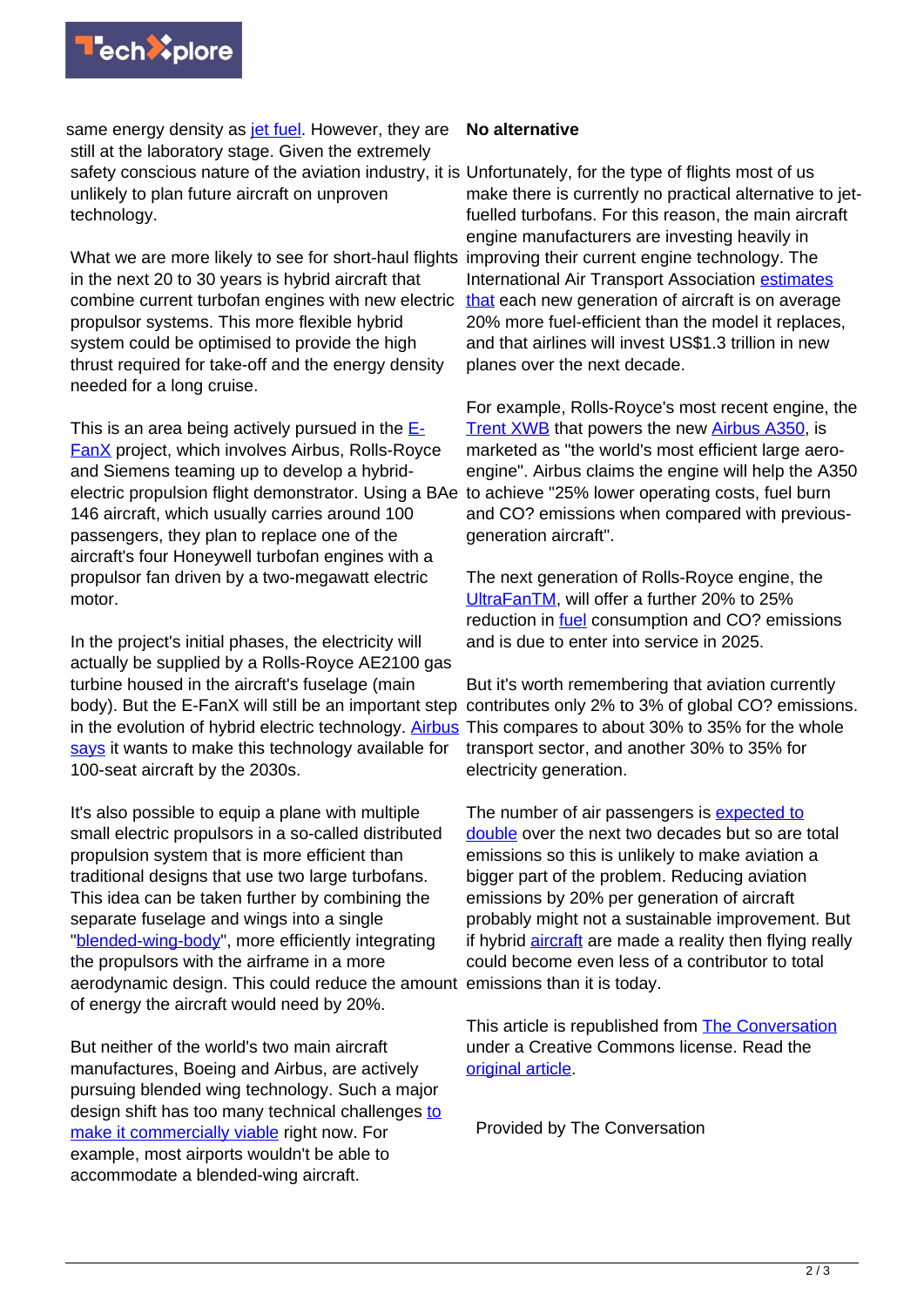same energy density as jet fuel. However, they are still at the laboratory stage. Given the extremely safety conscious nature of the aviation industry, it is unlikely to plan future aircraft on unproven technology.

What we are more likely to see for short-haul flights in the next 20 to 30 years is hybrid aircraft that combine current turbofan engines with new electric propulsor systems. This more flexible hybrid system could be optimised to provide the high thrust required for take-off and the energy density needed for a long cruise.

This is an area being actively pursued in the E-FanX project, which involves Airbus, Rolls-Royce and Siemens teaming up to develop a hybrid-electric propulsion flight demonstrator. Using a BAe 146 aircraft, which usually carries around 100 passengers, they plan to replace one of the aircraft's four Honeywell turbofan engines with a propulsor fan driven by a two-megawatt electric motor.

In the project's initial phases, the electricity will actually be supplied by a Rolls-Royce AE2100 gas turbine housed in the aircraft's fuselage (main body). But the E-FanX will still be an important step in the evolution of hybrid electric technology. Airbus says it wants to make this technology available for 100-seat aircraft by the 2030s.

It's also possible to equip a plane with multiple small electric propulsors in a so-called distributed propulsion system that is more efficient than traditional designs that use two large turbofans. This idea can be taken further by combining the separate fuselage and wings into a single "blended-wing-body", more efficiently integrating the propulsors with the airframe in a more aerodynamic design. This could reduce the amount of energy the aircraft would need by 20%.

But neither of the world's two main aircraft manufactures, Boeing and Airbus, are actively pursuing blended wing technology. Such a major design shift has too many technical challenges to make it commercially viable right now. For example, most airports wouldn't be able to accommodate a blended-wing aircraft.

**No alternative**

Unfortunately, for the type of flights most of us make there is currently no practical alternative to jet-fuelled turbofans. For this reason, the main aircraft engine manufacturers are investing heavily in improving their current engine technology. The International Air Transport Association estimates that each new generation of aircraft is on average 20% more fuel-efficient than the model it replaces, and that airlines will invest US$1.3 trillion in new planes over the next decade.

For example, Rolls-Royce's most recent engine, the Trent XWB that powers the new Airbus A350, is marketed as "the world's most efficient large aero-engine". Airbus claims the engine will help the A350 to achieve "25% lower operating costs, fuel burn and CO? emissions when compared with previous-generation aircraft".

The next generation of Rolls-Royce engine, the UltraFanTM, will offer a further 20% to 25% reduction in fuel consumption and CO? emissions and is due to enter into service in 2025.

But it's worth remembering that aviation currently contributes only 2% to 3% of global CO? emissions. This compares to about 30% to 35% for the whole transport sector, and another 30% to 35% for electricity generation.

The number of air passengers is expected to double over the next two decades but so are total emissions so this is unlikely to make aviation a bigger part of the problem. Reducing aviation emissions by 20% per generation of aircraft probably might not a sustainable improvement. But if hybrid aircraft are made a reality then flying really could become even less of a contributor to total emissions than it is today.

This article is republished from The Conversation under a Creative Commons license. Read the original article.

Provided by The Conversation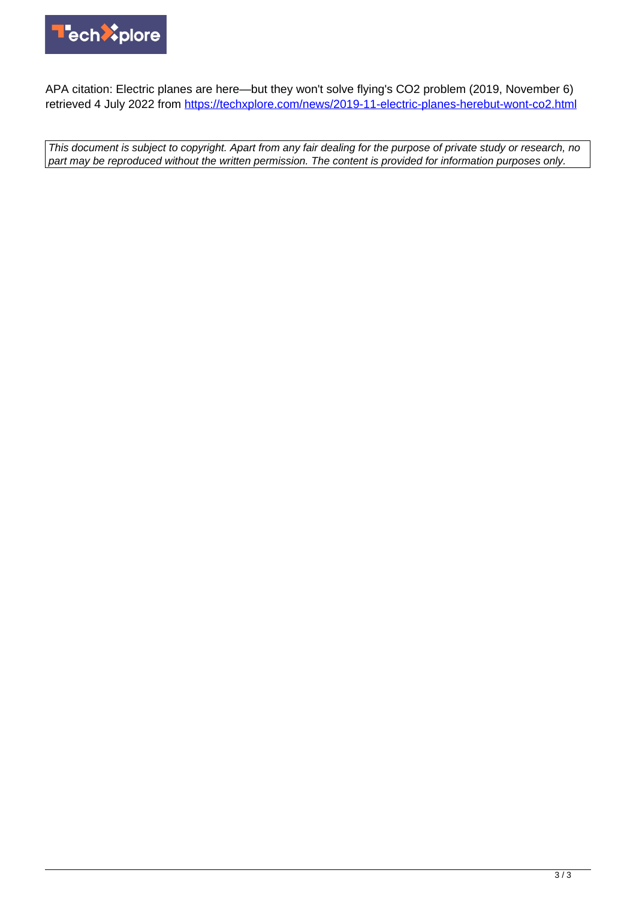APA citation: Electric planes are here—but they won't solve flying's $CO_2$ problem (2019, November 6) retrieved 4 July 2022 from https://techxplore.com/news/2019-11-electric-planes-herebut-wont-co2.html

*This document is subject to copyright. Apart from any fair dealing for the purpose of private study or research, no part may be reproduced without the written permission. The content is provided for information purposes only.*